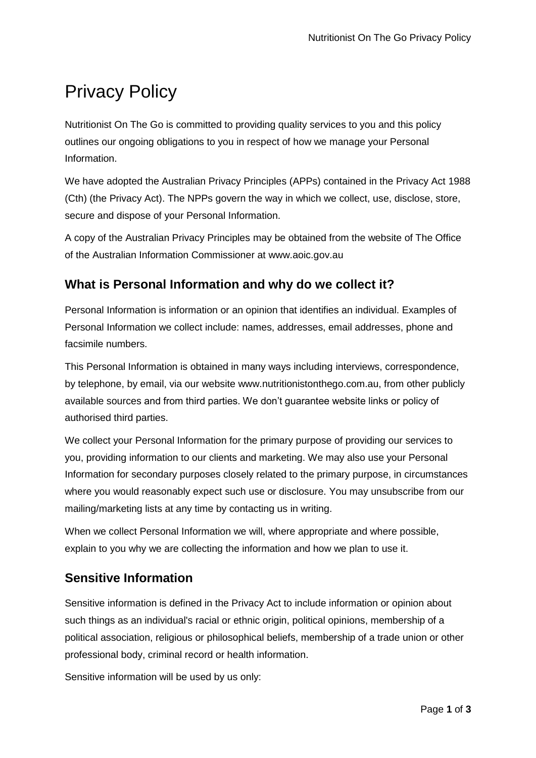# Privacy Policy

Nutritionist On The Go is committed to providing quality services to you and this policy outlines our ongoing obligations to you in respect of how we manage your Personal Information.

We have adopted the Australian Privacy Principles (APPs) contained in the Privacy Act 1988 (Cth) (the Privacy Act). The NPPs govern the way in which we collect, use, disclose, store, secure and dispose of your Personal Information.

A copy of the Australian Privacy Principles may be obtained from the website of The Office of the Australian Information Commissioner at www.aoic.gov.au

## What is Personal Information and why do we collect it?

Personal Information is information or an opinion that identifies an individual. Examples of Personal Information we collect include: names, addresses, email addresses, phone and facsimile numbers.

This Personal Information is obtained in many ways including interviews, correspondence, by telephone, by email, via our website www.nutritionistonthego.com.au, from other publicly available sources and from third parties. We don't guarantee website links or policy of authorised third parties.

We collect your Personal Information for the primary purpose of providing our services to you, providing information to our clients and marketing. We may also use your Personal Information for secondary purposes closely related to the primary purpose, in circumstances where you would reasonably expect such use or disclosure. You may unsubscribe from our mailing/marketing lists at any time by contacting us in writing.

When we collect Personal Information we will, where appropriate and where possible, explain to you why we are collecting the information and how we plan to use it.

## Sensitive Information

Sensitive information is defined in the Privacy Act to include information or opinion about such things as an individual's racial or ethnic origin, political opinions, membership of a political association, religious or philosophical beliefs, membership of a trade union or other professional body, criminal record or health information.

Sensitive information will be used by us only: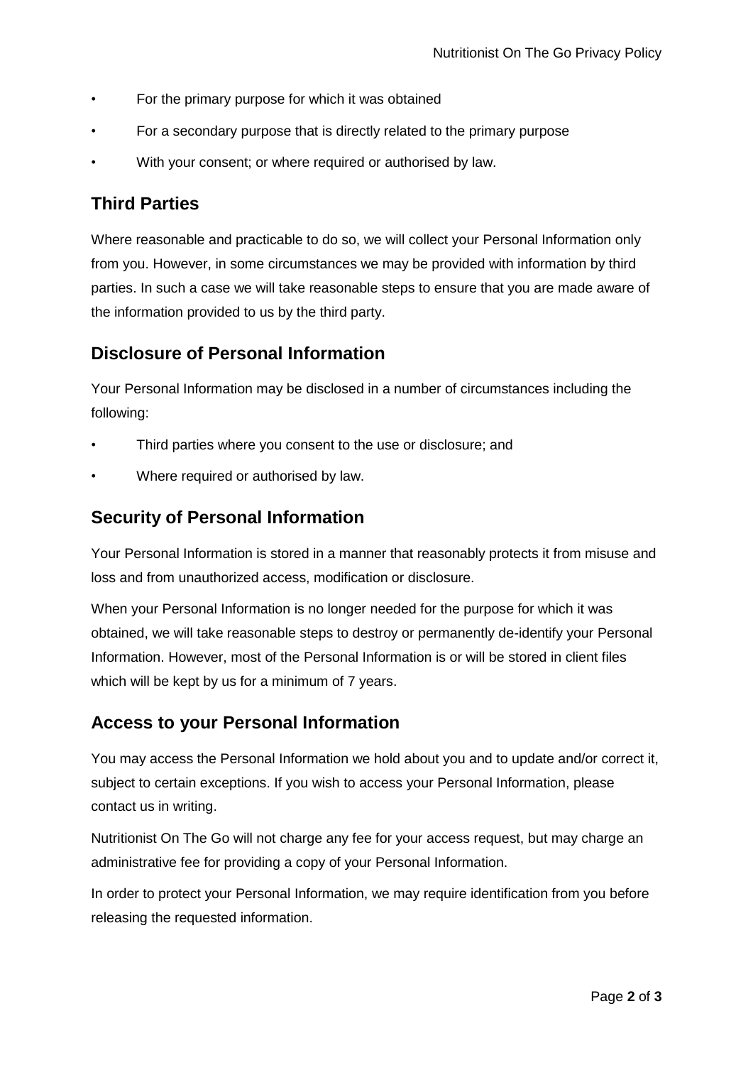- For the primary purpose for which it was obtained
- For a secondary purpose that is directly related to the primary purpose
- With your consent; or where required or authorised by law.

## Third Parties

Where reasonable and practicable to do so, we will collect your Personal Information only from you. However, in some circumstances we may be provided with information by third parties. In such a case we will take reasonable steps to ensure that you are made aware of the information provided to us by the third party.

## Disclosure of Personal Information

Your Personal Information may be disclosed in a number of circumstances including the following:

- Third parties where you consent to the use or disclosure; and
- Where required or authorised by law.

## Security of Personal Information

Your Personal Information is stored in a manner that reasonably protects it from misuse and loss and from unauthorized access, modification or disclosure.

When your Personal Information is no longer needed for the purpose for which it was obtained, we will take reasonable steps to destroy or permanently de-identify your Personal Information. However, most of the Personal Information is or will be stored in client files which will be kept by us for a minimum of 7 years.

## Access to your Personal Information

You may access the Personal Information we hold about you and to update and/or correct it, subject to certain exceptions. If you wish to access your Personal Information, please contact us in writing.

Nutritionist On The Go will not charge any fee for your access request, but may charge an administrative fee for providing a copy of your Personal Information.

In order to protect your Personal Information, we may require identification from you before releasing the requested information.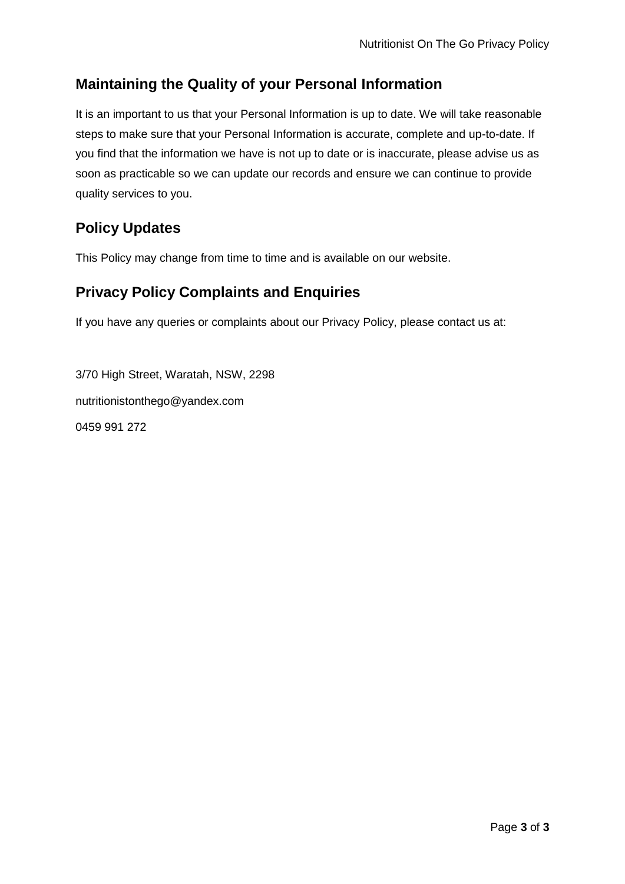## Maintaining the Quality of your Personal Information

It is an important to us that your Personal Information is up to date. We will take reasonable steps to make sure that your Personal Information is accurate, complete and up-to-date. If you find that the information we have is not up to date or is inaccurate, please advise us as soon as practicable so we can update our records and ensure we can continue to provide quality services to you.

## Policy Updates

This Policy may change from time to time and is available on our website.

## Privacy Policy Complaints and Enquiries

If you have any queries or complaints about our Privacy Policy, please contact us at:

3/70 High Street, Waratah, NSW, 2298

nutritionistonthego@yandex.com

0459 991 272